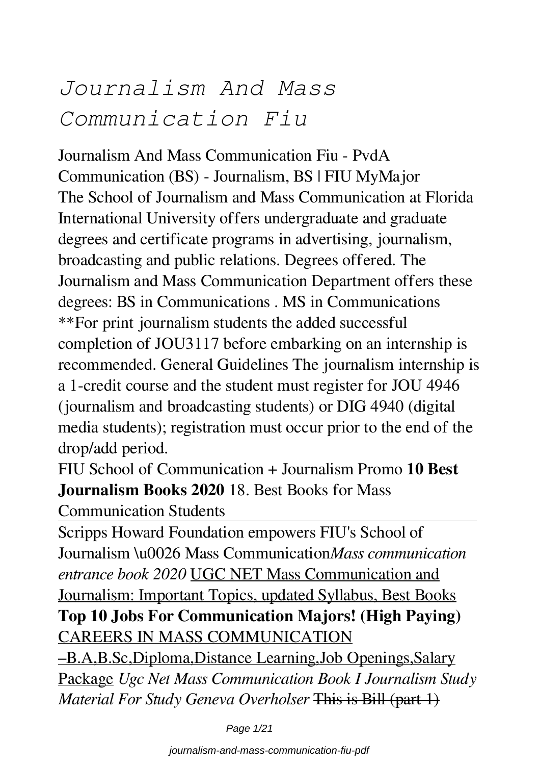# *Journalism And Mass Communication Fiu*

Journalism And Mass Communication Fiu - PvdA
Communication (BS) - Journalism, BS | FIU MyMajor
The School of Journalism and Mass Communication at Florida International University offers undergraduate and graduate degrees and certificate programs in advertising, journalism, broadcasting and public relations. Degrees offered. The Journalism and Mass Communication Department offers these degrees: BS in Communications . MS in Communications
**For print journalism students the added successful completion of JOU3117 before embarking on an internship is recommended. General Guidelines The journalism internship is a 1-credit course and the student must register for JOU 4946 (journalism and broadcasting students) or DIG 4940 (digital media students); registration must occur prior to the end of the drop/add period.

FIU School of Communication + Journalism Promo **10 Best Journalism Books 2020** 18. Best Books for Mass Communication Students

---

Scripps Howard Foundation empowers FIU's School of Journalism \u0026 Mass Communication*Mass communication entrance book 2020* UGC NET Mass Communication and Journalism: Important Topics, updated Syllabus, Best Books **Top 10 Jobs For Communication Majors! (High Paying)** CAREERS IN MASS COMMUNICATION –B.A,B.Sc,Diploma,Distance Learning,Job Openings,Salary Package *Ugc Net Mass Communication Book I Journalism Study Material For Study Geneva Overholser* ~~This is Bill (part 1)~~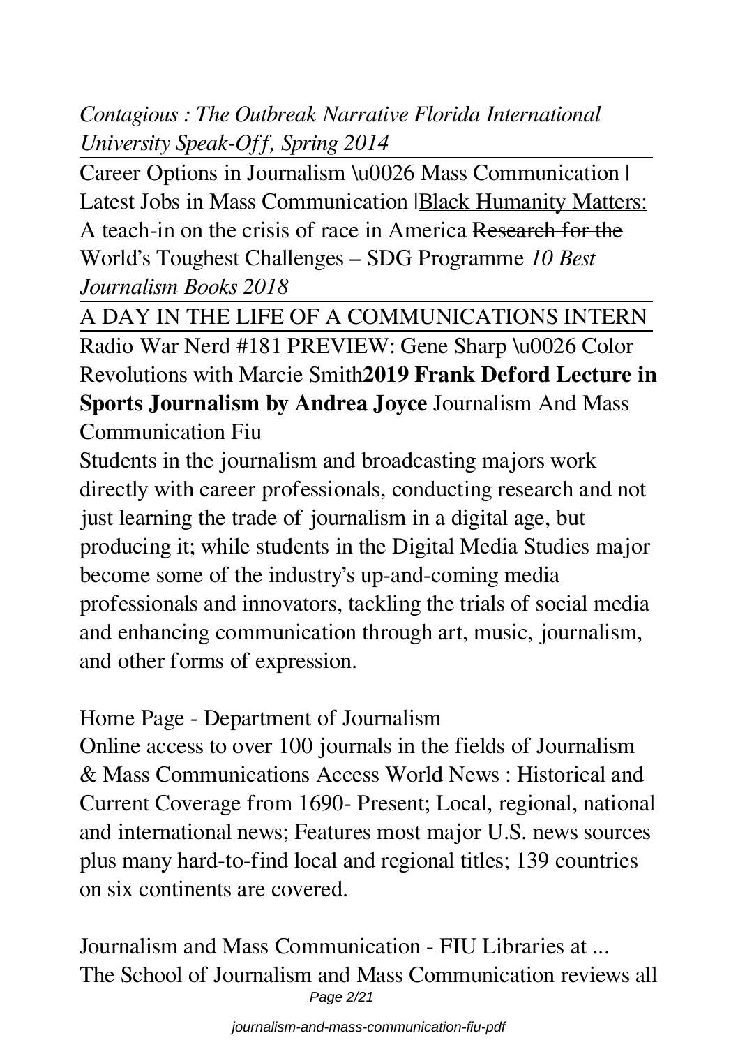*Contagious : The Outbreak Narrative Florida International University Speak-Off, Spring 2014*

Career Options in Journalism \u0026 Mass Communication | Latest Jobs in Mass Communication |Black Humanity Matters: A teach-in on the crisis of race in America ~~Research for the World's Toughest Challenges – SDG Programme~~ *10 Best Journalism Books 2018*

A DAY IN THE LIFE OF A COMMUNICATIONS INTERN

Radio War Nerd #181 PREVIEW: Gene Sharp \u0026 Color Revolutions with Marcie Smith**2019 Frank Deford Lecture in Sports Journalism by Andrea Joyce** Journalism And Mass Communication Fiu

Students in the journalism and broadcasting majors work directly with career professionals, conducting research and not just learning the trade of journalism in a digital age, but producing it; while students in the Digital Media Studies major become some of the industry's up-and-coming media professionals and innovators, tackling the trials of social media and enhancing communication through art, music, journalism, and other forms of expression.

Home Page - Department of Journalism

Online access to over 100 journals in the fields of Journalism & Mass Communications Access World News : Historical and Current Coverage from 1690- Present; Local, regional, national and international news; Features most major U.S. news sources plus many hard-to-find local and regional titles; 139 countries on six continents are covered.

Journalism and Mass Communication - FIU Libraries at ...

The School of Journalism and Mass Communication reviews all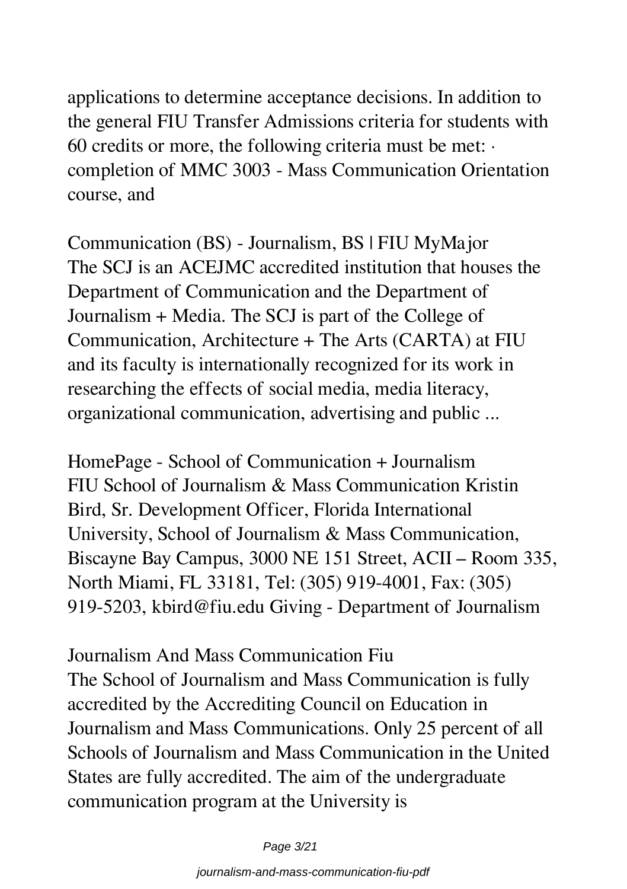applications to determine acceptance decisions. In addition to the general FIU Transfer Admissions criteria for students with 60 credits or more, the following criteria must be met: · completion of MMC 3003 - Mass Communication Orientation course, and

## Communication (BS) - Journalism, BS | FIU MyMajor

The SCJ is an ACEJMC accredited institution that houses the Department of Communication and the Department of Journalism + Media. The SCJ is part of the College of Communication, Architecture + The Arts (CARTA) at FIU and its faculty is internationally recognized for its work in researching the effects of social media, media literacy, organizational communication, advertising and public ...

## HomePage - School of Communication + Journalism

FIU School of Journalism & Mass Communication Kristin Bird, Sr. Development Officer, Florida International University, School of Journalism & Mass Communication, Biscayne Bay Campus, 3000 NE 151 Street, ACII – Room 335, North Miami, FL 33181, Tel: (305) 919-4001, Fax: (305) 919-5203, kbird@fiu.edu Giving - Department of Journalism

## Journalism And Mass Communication Fiu

The School of Journalism and Mass Communication is fully accredited by the Accrediting Council on Education in Journalism and Mass Communications. Only 25 percent of all Schools of Journalism and Mass Communication in the United States are fully accredited. The aim of the undergraduate communication program at the University is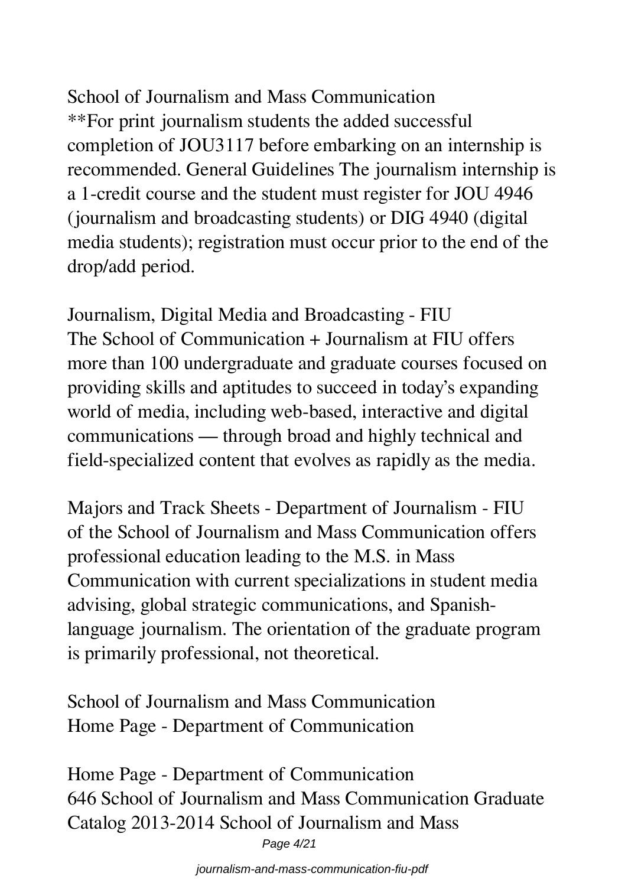School of Journalism and Mass Communication
**For print journalism students the added successful completion of JOU3117 before embarking on an internship is recommended. General Guidelines The journalism internship is a 1-credit course and the student must register for JOU 4946 (journalism and broadcasting students) or DIG 4940 (digital media students); registration must occur prior to the end of the drop/add period.

Journalism, Digital Media and Broadcasting - FIU
The School of Communication + Journalism at FIU offers more than 100 undergraduate and graduate courses focused on providing skills and aptitudes to succeed in today's expanding world of media, including web-based, interactive and digital communications — through broad and highly technical and field-specialized content that evolves as rapidly as the media.

Majors and Track Sheets - Department of Journalism - FIU
of the School of Journalism and Mass Communication offers professional education leading to the M.S. in Mass Communication with current specializations in student media advising, global strategic communications, and Spanish-language journalism. The orientation of the graduate program is primarily professional, not theoretical.

School of Journalism and Mass Communication
Home Page - Department of Communication

Home Page - Department of Communication
646 School of Journalism and Mass Communication Graduate Catalog 2013-2014 School of Journalism and Mass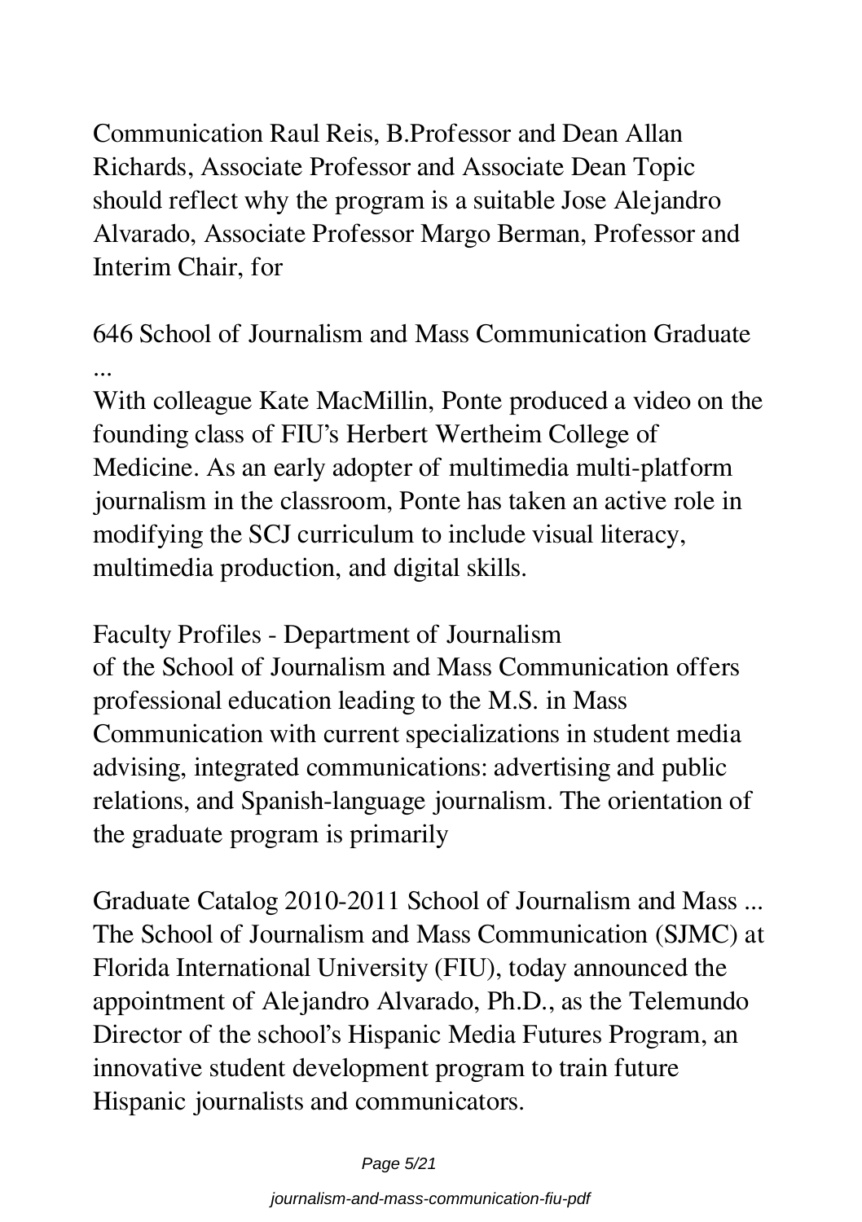Communication Raul Reis, B.Professor and Dean Allan Richards, Associate Professor and Associate Dean Topic should reflect why the program is a suitable Jose Alejandro Alvarado, Associate Professor Margo Berman, Professor and Interim Chair, for

## 646 School of Journalism and Mass Communication Graduate ...

With colleague Kate MacMillin, Ponte produced a video on the founding class of FIU's Herbert Wertheim College of Medicine. As an early adopter of multimedia multi-platform journalism in the classroom, Ponte has taken an active role in modifying the SCJ curriculum to include visual literacy, multimedia production, and digital skills.

## Faculty Profiles - Department of Journalism

of the School of Journalism and Mass Communication offers professional education leading to the M.S. in Mass Communication with current specializations in student media advising, integrated communications: advertising and public relations, and Spanish-language journalism. The orientation of the graduate program is primarily

## Graduate Catalog 2010-2011 School of Journalism and Mass ...

The School of Journalism and Mass Communication (SJMC) at Florida International University (FIU), today announced the appointment of Alejandro Alvarado, Ph.D., as the Telemundo Director of the school's Hispanic Media Futures Program, an innovative student development program to train future Hispanic journalists and communicators.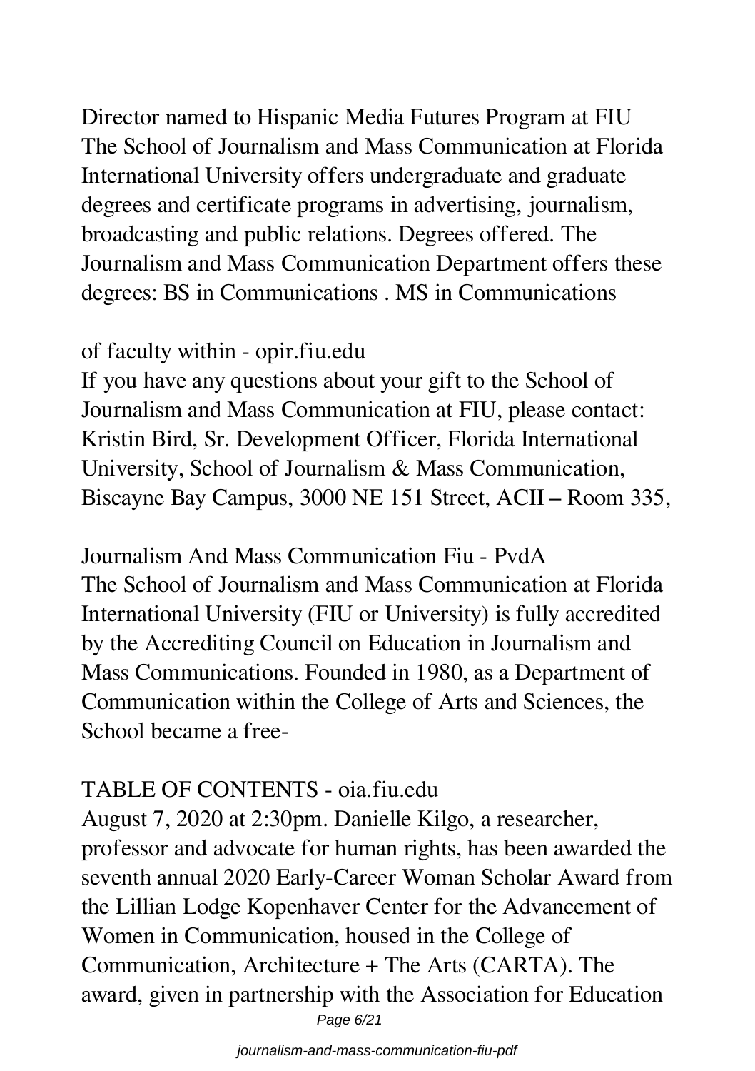Director named to Hispanic Media Futures Program at FIU
The School of Journalism and Mass Communication at Florida International University offers undergraduate and graduate degrees and certificate programs in advertising, journalism, broadcasting and public relations. Degrees offered. The Journalism and Mass Communication Department offers these degrees: BS in Communications . MS in Communications

## of faculty within - opir.fiu.edu

If you have any questions about your gift to the School of Journalism and Mass Communication at FIU, please contact: Kristin Bird, Sr. Development Officer, Florida International University, School of Journalism & Mass Communication, Biscayne Bay Campus, 3000 NE 151 Street, ACII – Room 335,

## Journalism And Mass Communication Fiu - PvdA

The School of Journalism and Mass Communication at Florida International University (FIU or University) is fully accredited by the Accrediting Council on Education in Journalism and Mass Communications. Founded in 1980, as a Department of Communication within the College of Arts and Sciences, the School became a free-

## TABLE OF CONTENTS - oia.fiu.edu

August 7, 2020 at 2:30pm. Danielle Kilgo, a researcher, professor and advocate for human rights, has been awarded the seventh annual 2020 Early-Career Woman Scholar Award from the Lillian Lodge Kopenhaver Center for the Advancement of Women in Communication, housed in the College of Communication, Architecture + The Arts (CARTA). The award, given in partnership with the Association for Education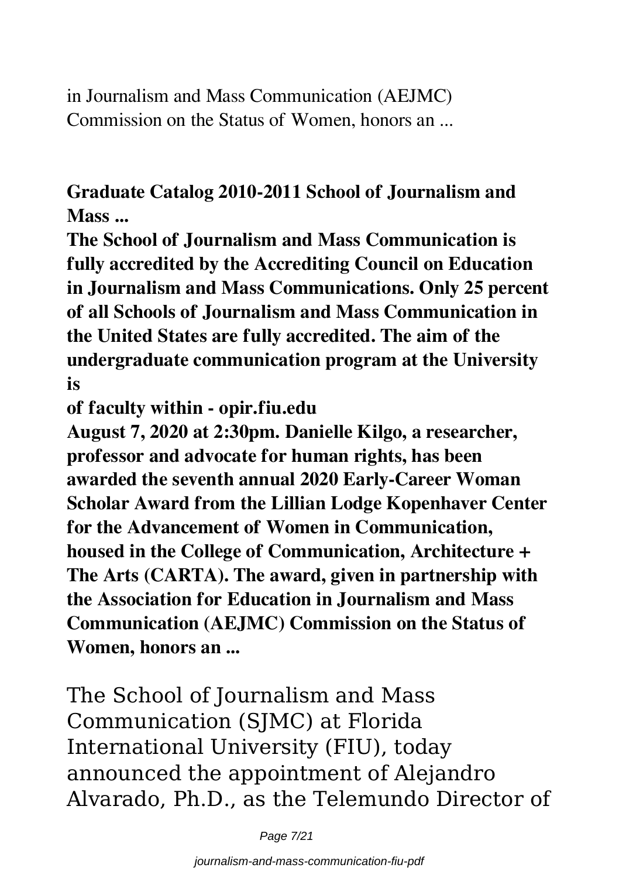in Journalism and Mass Communication (AEJMC) Commission on the Status of Women, honors an ...

**Graduate Catalog 2010-2011 School of Journalism and Mass ...**

**The School of Journalism and Mass Communication is fully accredited by the Accrediting Council on Education in Journalism and Mass Communications. Only 25 percent of all Schools of Journalism and Mass Communication in the United States are fully accredited. The aim of the undergraduate communication program at the University is**

**of faculty within - opir.fiu.edu**

**August 7, 2020 at 2:30pm. Danielle Kilgo, a researcher, professor and advocate for human rights, has been awarded the seventh annual 2020 Early-Career Woman Scholar Award from the Lillian Lodge Kopenhaver Center for the Advancement of Women in Communication, housed in the College of Communication, Architecture + The Arts (CARTA). The award, given in partnership with the Association for Education in Journalism and Mass Communication (AEJMC) Commission on the Status of Women, honors an ...**

The School of Journalism and Mass Communication (SJMC) at Florida International University (FIU), today announced the appointment of Alejandro Alvarado, Ph.D., as the Telemundo Director of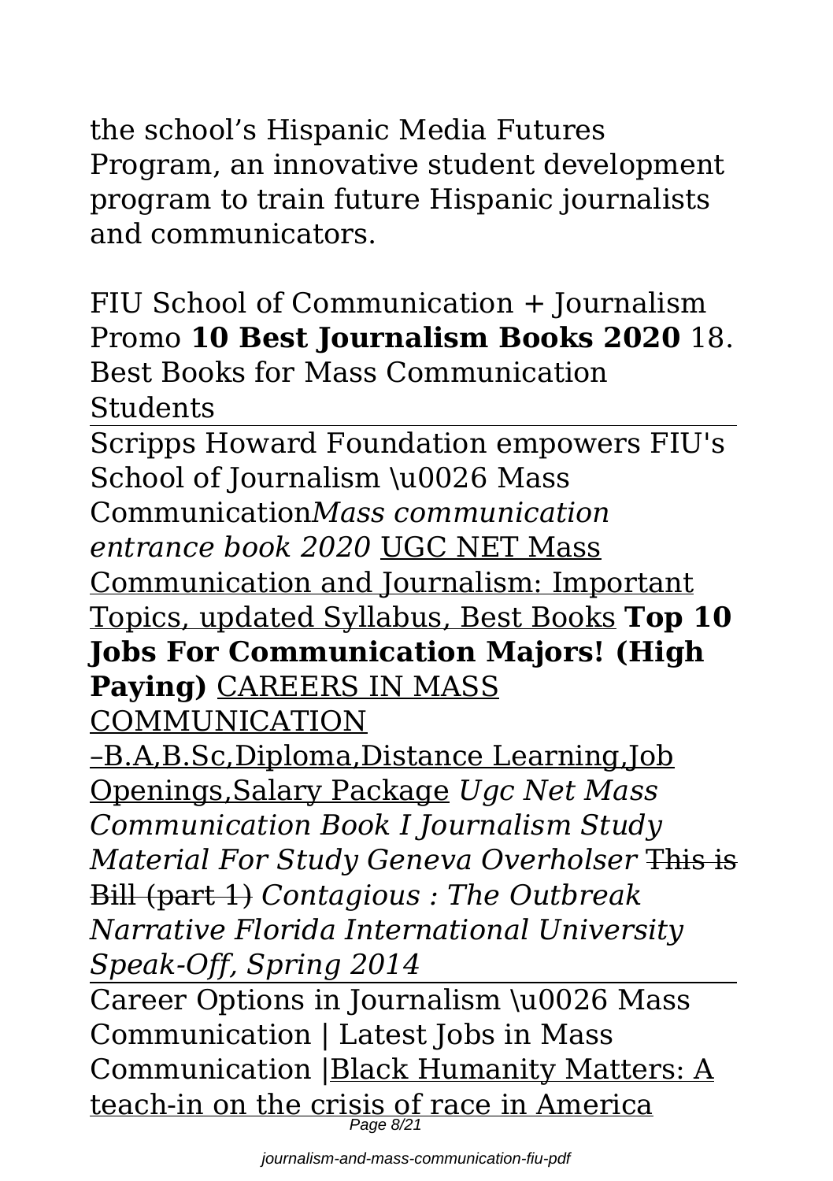the school's Hispanic Media Futures Program, an innovative student development program to train future Hispanic journalists and communicators.

FIU School of Communication + Journalism Promo **10 Best Journalism Books 2020** 18. Best Books for Mass Communication Students

Scripps Howard Foundation empowers FIU's School of Journalism \u0026 Mass Communication*Mass communication entrance book 2020* UGC NET Mass Communication and Journalism: Important Topics, updated Syllabus, Best Books **Top 10 Jobs For Communication Majors! (High Paying)** CAREERS IN MASS COMMUNICATION –B.A,B.Sc,Diploma,Distance Learning,Job Openings,Salary Package *Ugc Net Mass Communication Book I Journalism Study Material For Study Geneva Overholser* ~~This is Bill (part 1)~~ *Contagious : The Outbreak Narrative Florida International University Speak-Off, Spring 2014*

Career Options in Journalism \u0026 Mass Communication | Latest Jobs in Mass Communication |Black Humanity Matters: A teach-in on the crisis of race in America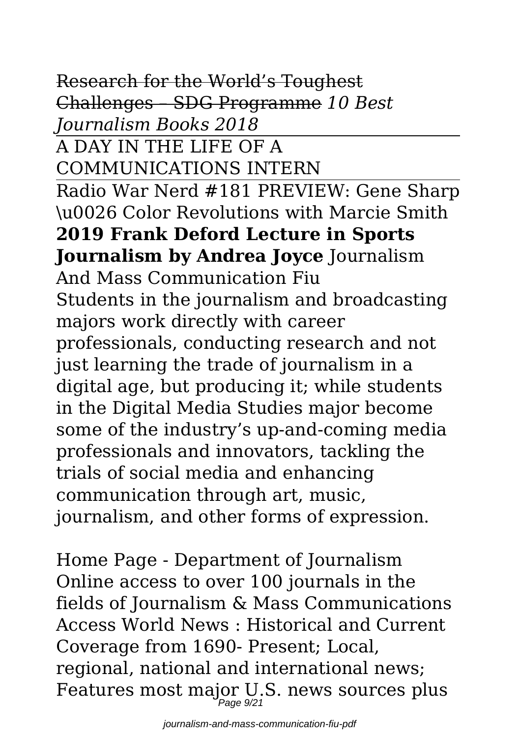~~Research for the World's Toughest Challenges – SDG Programme~~ *10 Best Journalism Books 2018*

A DAY IN THE LIFE OF A COMMUNICATIONS INTERN

Radio War Nerd #181 PREVIEW: Gene Sharp \u0026 Color Revolutions with Marcie Smith **2019 Frank Deford Lecture in Sports Journalism by Andrea Joyce** Journalism And Mass Communication Fiu

Students in the journalism and broadcasting majors work directly with career professionals, conducting research and not just learning the trade of journalism in a digital age, but producing it; while students in the Digital Media Studies major become some of the industry's up-and-coming media professionals and innovators, tackling the trials of social media and enhancing communication through art, music, journalism, and other forms of expression.

Home Page - Department of Journalism

Online access to over 100 journals in the fields of Journalism & Mass Communications Access World News : Historical and Current Coverage from 1690- Present; Local, regional, national and international news; Features most major U.S. news sources plus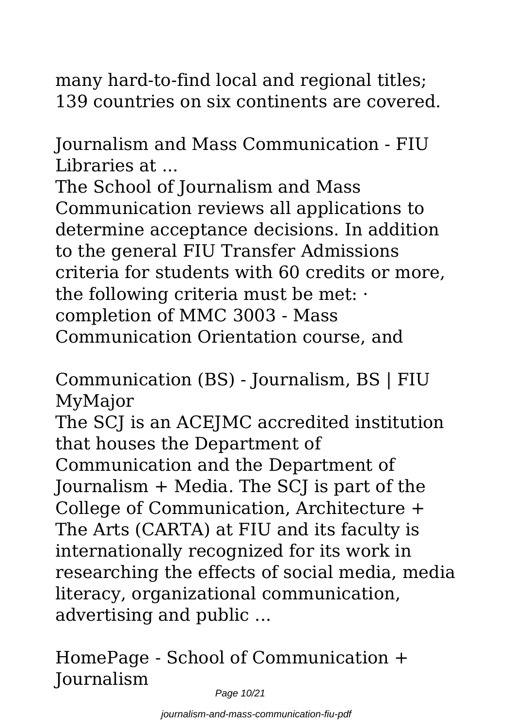many hard-to-find local and regional titles; 139 countries on six continents are covered.

## Journalism and Mass Communication - FIU Libraries at ...

The School of Journalism and Mass Communication reviews all applications to determine acceptance decisions. In addition to the general FIU Transfer Admissions criteria for students with 60 credits or more, the following criteria must be met: · completion of MMC 3003 - Mass Communication Orientation course, and

## Communication (BS) - Journalism, BS | FIU MyMajor

The SCJ is an ACEJMC accredited institution that houses the Department of Communication and the Department of Journalism + Media. The SCJ is part of the College of Communication, Architecture + The Arts (CARTA) at FIU and its faculty is internationally recognized for its work in researching the effects of social media, media literacy, organizational communication, advertising and public ...

## HomePage - School of Communication + Journalism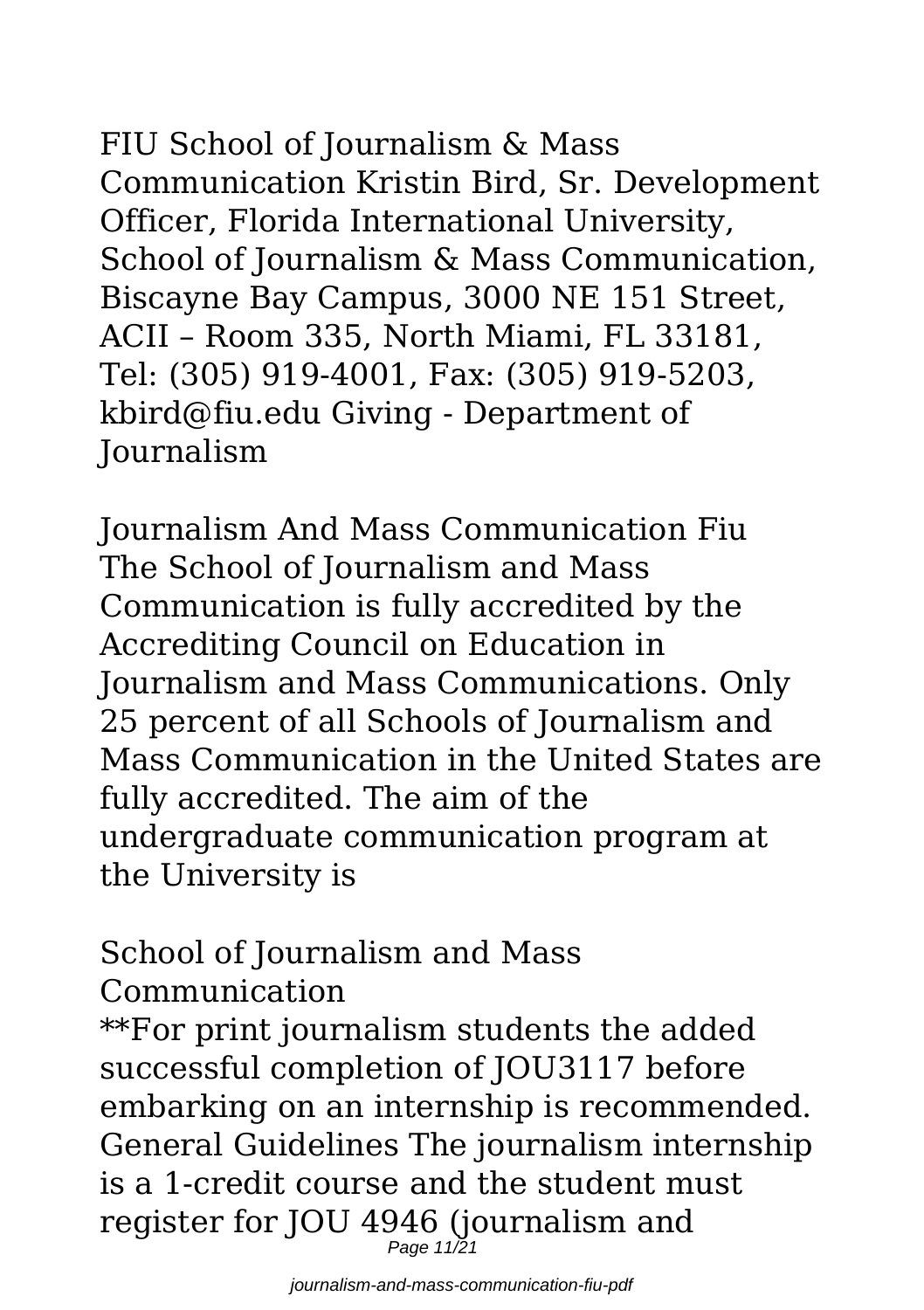FIU School of Journalism & Mass Communication Kristin Bird, Sr. Development Officer, Florida International University, School of Journalism & Mass Communication, Biscayne Bay Campus, 3000 NE 151 Street, ACII – Room 335, North Miami, FL 33181, Tel: (305) 919-4001, Fax: (305) 919-5203, kbird@fiu.edu Giving - Department of Journalism

## Journalism And Mass Communication Fiu

The School of Journalism and Mass Communication is fully accredited by the Accrediting Council on Education in Journalism and Mass Communications. Only 25 percent of all Schools of Journalism and Mass Communication in the United States are fully accredited. The aim of the undergraduate communication program at the University is

## School of Journalism and Mass Communication

**For print journalism students the added successful completion of JOU3117 before embarking on an internship is recommended. General Guidelines The journalism internship is a 1-credit course and the student must register for JOU 4946 (journalism and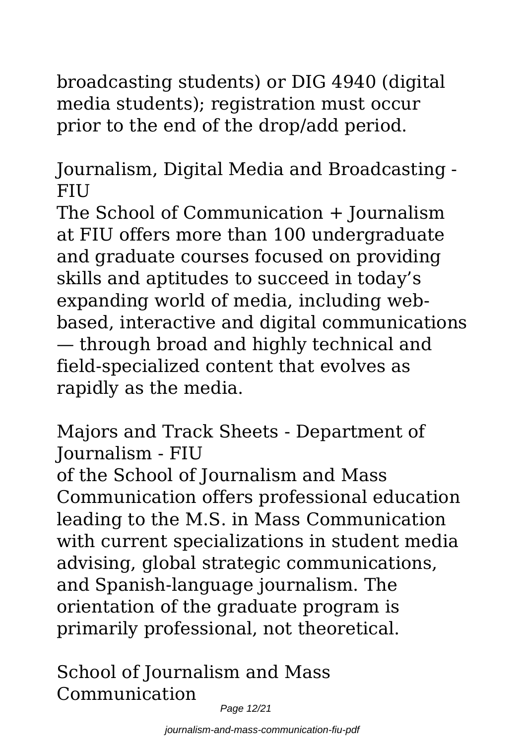broadcasting students) or DIG 4940 (digital media students); registration must occur prior to the end of the drop/add period.

## Journalism, Digital Media and Broadcasting - FIU

The School of Communication + Journalism at FIU offers more than 100 undergraduate and graduate courses focused on providing skills and aptitudes to succeed in today's expanding world of media, including web-based, interactive and digital communications — through broad and highly technical and field-specialized content that evolves as rapidly as the media.

## Majors and Track Sheets - Department of Journalism - FIU

of the School of Journalism and Mass Communication offers professional education leading to the M.S. in Mass Communication with current specializations in student media advising, global strategic communications, and Spanish-language journalism. The orientation of the graduate program is primarily professional, not theoretical.

## School of Journalism and Mass Communication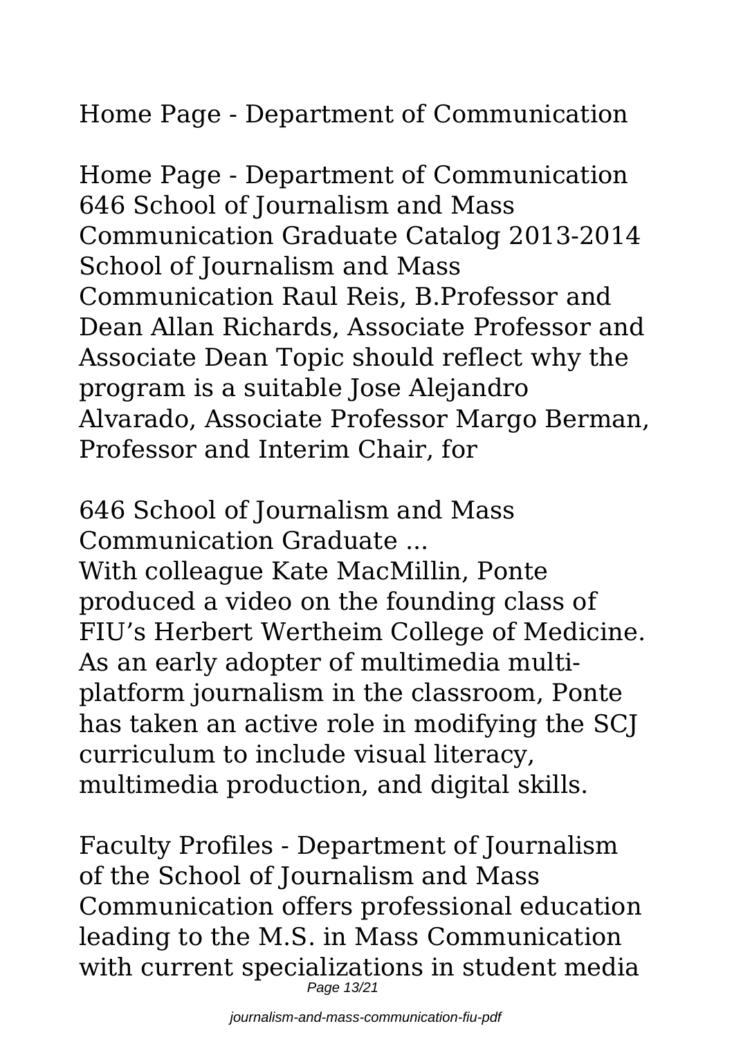Home Page - Department of Communication

Home Page - Department of Communication 646 School of Journalism and Mass Communication Graduate Catalog 2013-2014 School of Journalism and Mass Communication Raul Reis, B.Professor and Dean Allan Richards, Associate Professor and Associate Dean Topic should reflect why the program is a suitable Jose Alejandro Alvarado, Associate Professor Margo Berman, Professor and Interim Chair, for

646 School of Journalism and Mass Communication Graduate ...

With colleague Kate MacMillin, Ponte produced a video on the founding class of FIU's Herbert Wertheim College of Medicine. As an early adopter of multimedia multi-platform journalism in the classroom, Ponte has taken an active role in modifying the SCJ curriculum to include visual literacy, multimedia production, and digital skills.

Faculty Profiles - Department of Journalism of the School of Journalism and Mass Communication offers professional education leading to the M.S. in Mass Communication with current specializations in student media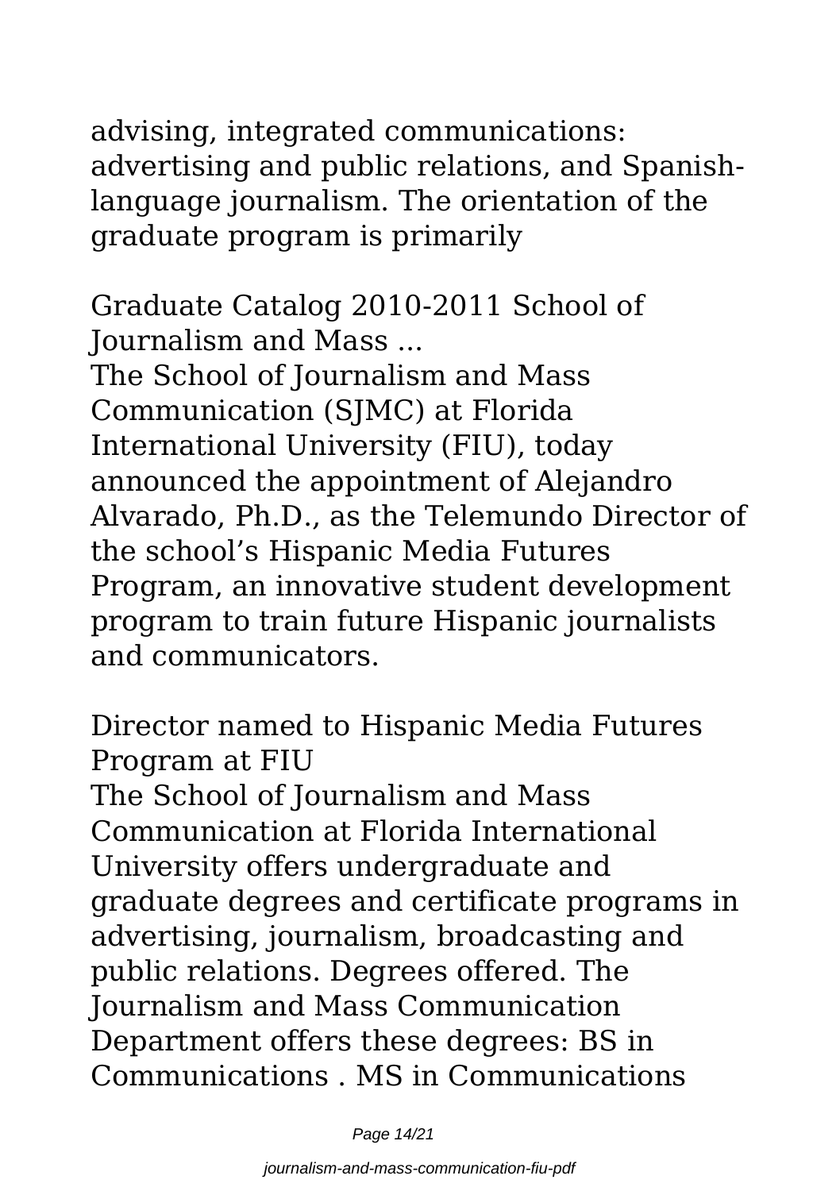advising, integrated communications: advertising and public relations, and Spanish-language journalism. The orientation of the graduate program is primarily

## Graduate Catalog 2010-2011 School of Journalism and Mass ...

The School of Journalism and Mass Communication (SJMC) at Florida International University (FIU), today announced the appointment of Alejandro Alvarado, Ph.D., as the Telemundo Director of the school's Hispanic Media Futures Program, an innovative student development program to train future Hispanic journalists and communicators.

## Director named to Hispanic Media Futures Program at FIU

The School of Journalism and Mass Communication at Florida International University offers undergraduate and graduate degrees and certificate programs in advertising, journalism, broadcasting and public relations. Degrees offered. The Journalism and Mass Communication Department offers these degrees: BS in Communications . MS in Communications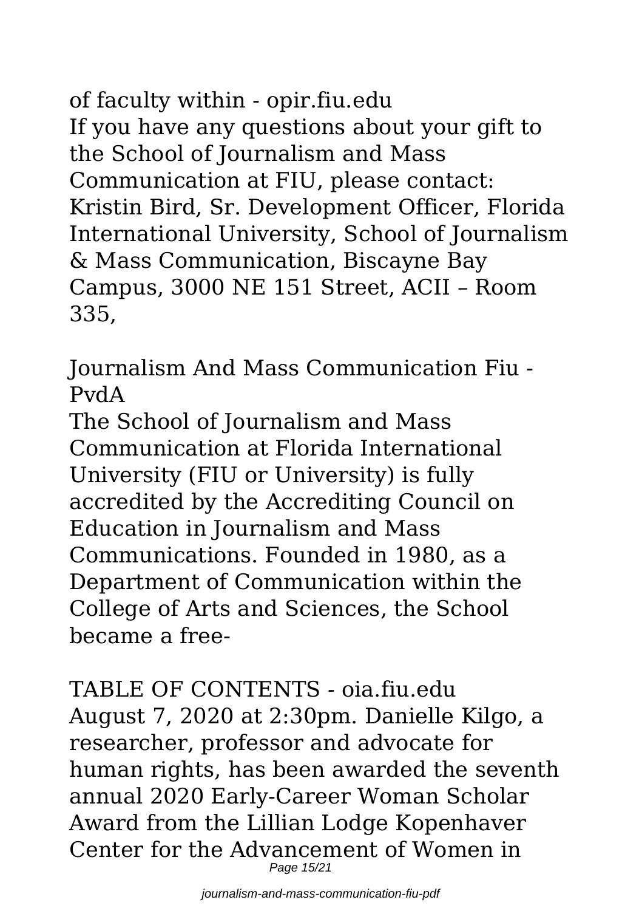of faculty within - opir.fiu.edu

If you have any questions about your gift to the School of Journalism and Mass Communication at FIU, please contact: Kristin Bird, Sr. Development Officer, Florida International University, School of Journalism & Mass Communication, Biscayne Bay Campus, 3000 NE 151 Street, ACII – Room 335,

Journalism And Mass Communication Fiu - PvdA

The School of Journalism and Mass Communication at Florida International University (FIU or University) is fully accredited by the Accrediting Council on Education in Journalism and Mass Communications. Founded in 1980, as a Department of Communication within the College of Arts and Sciences, the School became a free-

TABLE OF CONTENTS - oia.fiu.edu

August 7, 2020 at 2:30pm. Danielle Kilgo, a researcher, professor and advocate for human rights, has been awarded the seventh annual 2020 Early-Career Woman Scholar Award from the Lillian Lodge Kopenhaver Center for the Advancement of Women in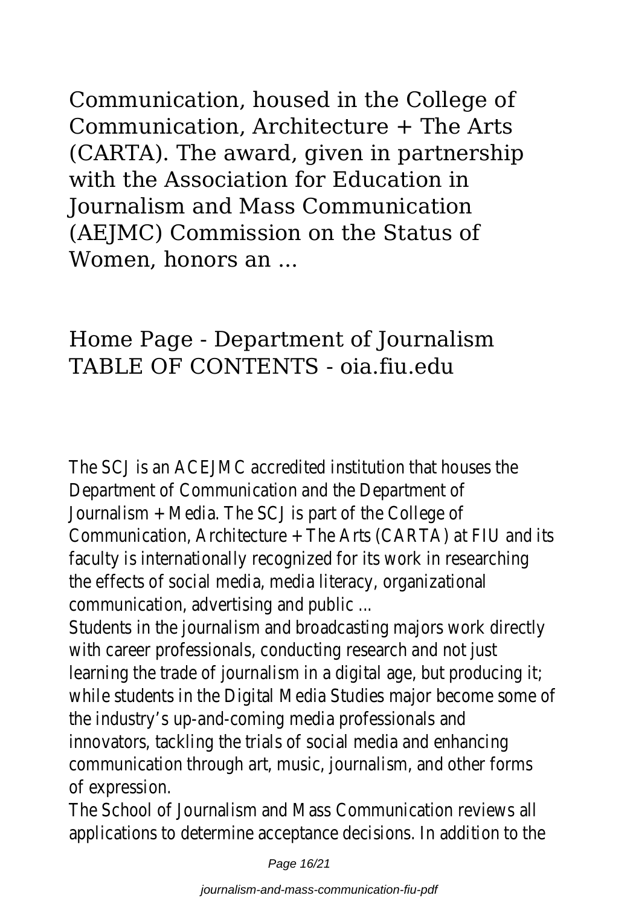Communication, housed in the College of Communication, Architecture + The Arts (CARTA). The award, given in partnership with the Association for Education in Journalism and Mass Communication (AEJMC) Commission on the Status of Women, honors an ...

## Home Page - Department of Journalism
## TABLE OF CONTENTS - oia.fiu.edu

The SCJ is an ACEJMC accredited institution that houses the Department of Communication and the Department of Journalism + Media. The SCJ is part of the College of Communication, Architecture + The Arts (CARTA) at FIU and its faculty is internationally recognized for its work in researching the effects of social media, media literacy, organizational communication, advertising and public ...

Students in the journalism and broadcasting majors work directly with career professionals, conducting research and not just learning the trade of journalism in a digital age, but producing it; while students in the Digital Media Studies major become some of the industry's up-and-coming media professionals and innovators, tackling the trials of social media and enhancing communication through art, music, journalism, and other forms of expression.

The School of Journalism and Mass Communication reviews all applications to determine acceptance decisions. In addition to the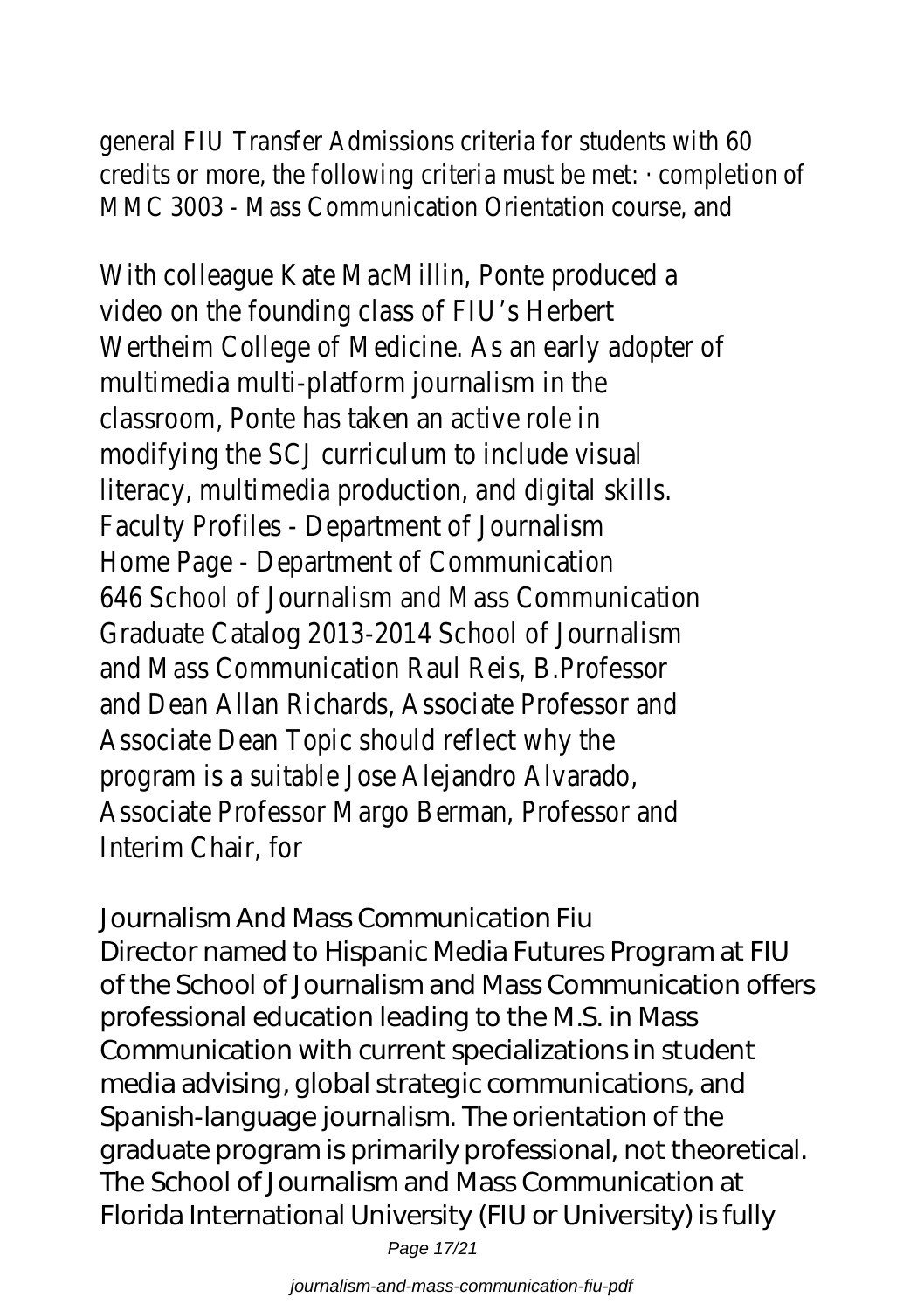general FIU Transfer Admissions criteria for students with 60 credits or more, the following criteria must be met: · completion of MMC 3003 - Mass Communication Orientation course, and

With colleague Kate MacMillin, Ponte produced a video on the founding class of FIU's Herbert Wertheim College of Medicine. As an early adopter of multimedia multi-platform journalism in the classroom, Ponte has taken an active role in modifying the SCJ curriculum to include visual literacy, multimedia production, and digital skills. Faculty Profiles - Department of Journalism Home Page - Department of Communication 646 School of Journalism and Mass Communication Graduate Catalog 2013-2014 School of Journalism and Mass Communication Raul Reis, B.Professor and Dean Allan Richards, Associate Professor and Associate Dean Topic should reflect why the program is a suitable Jose Alejandro Alvarado, Associate Professor Margo Berman, Professor and Interim Chair, for

## Journalism And Mass Communication Fiu

Director named to Hispanic Media Futures Program at FIU of the School of Journalism and Mass Communication offers professional education leading to the M.S. in Mass Communication with current specializations in student media advising, global strategic communications, and Spanish-language journalism. The orientation of the graduate program is primarily professional, not theoretical. The School of Journalism and Mass Communication at Florida International University (FIU or University) is fully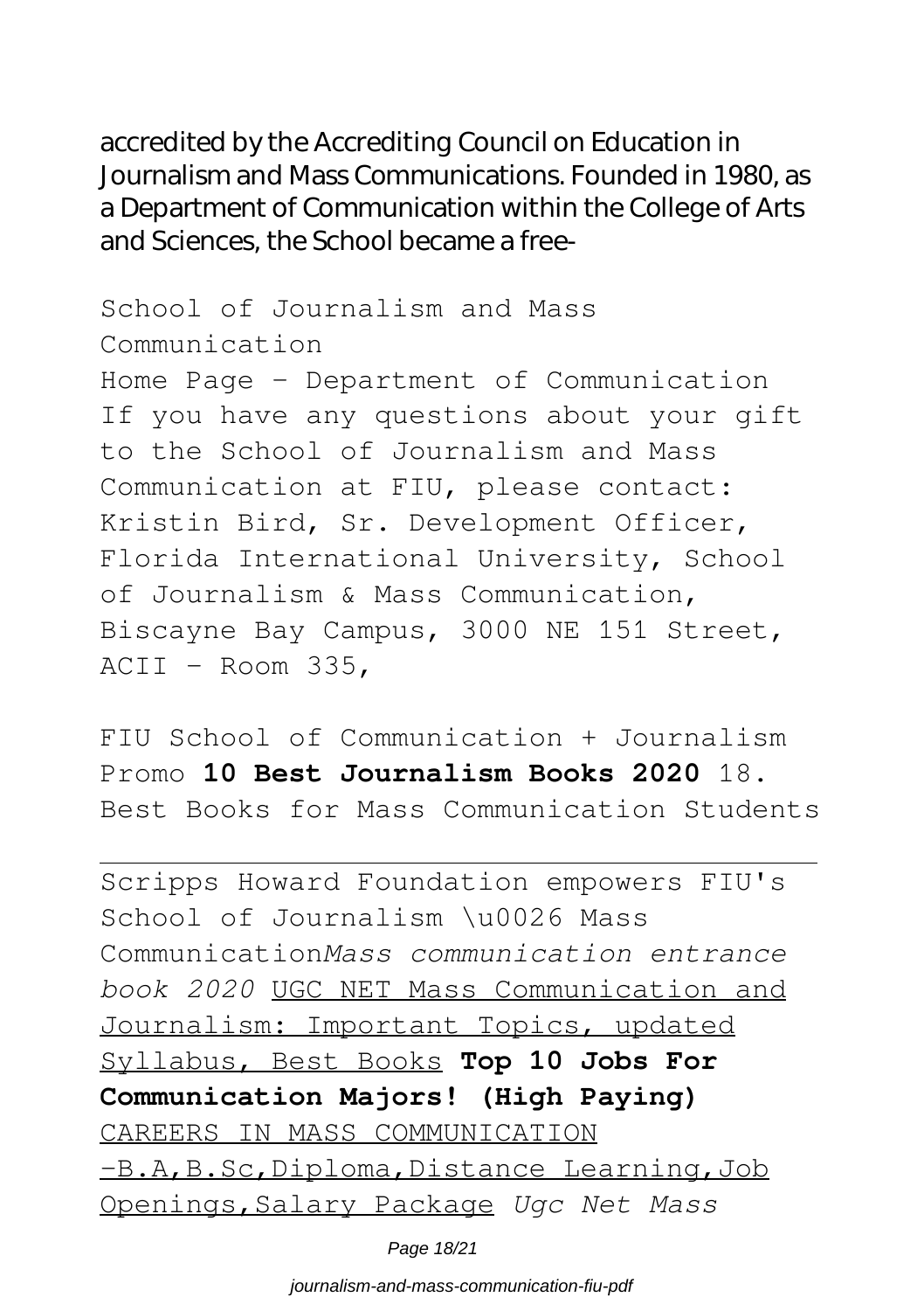accredited by the Accrediting Council on Education in Journalism and Mass Communications. Founded in 1980, as a Department of Communication within the College of Arts and Sciences, the School became a free-

School of Journalism and Mass Communication

Home Page - Department of Communication

If you have any questions about your gift to the School of Journalism and Mass Communication at FIU, please contact: Kristin Bird, Sr. Development Officer, Florida International University, School of Journalism & Mass Communication, Biscayne Bay Campus, 3000 NE 151 Street, ACII - Room 335,

FIU School of Communication + Journalism Promo **10 Best Journalism Books 2020** 18. Best Books for Mass Communication Students

---

Scripps Howard Foundation empowers FIU's School of Journalism \u0026 Mass Communication*Mass communication entrance book 2020* UGC NET Mass Communication and Journalism: Important Topics, updated Syllabus, Best Books **Top 10 Jobs For Communication Majors! (High Paying)** CAREERS IN MASS COMMUNICATION -B.A,B.Sc,Diploma,Distance Learning,Job Openings,Salary Package *Ugc Net Mass*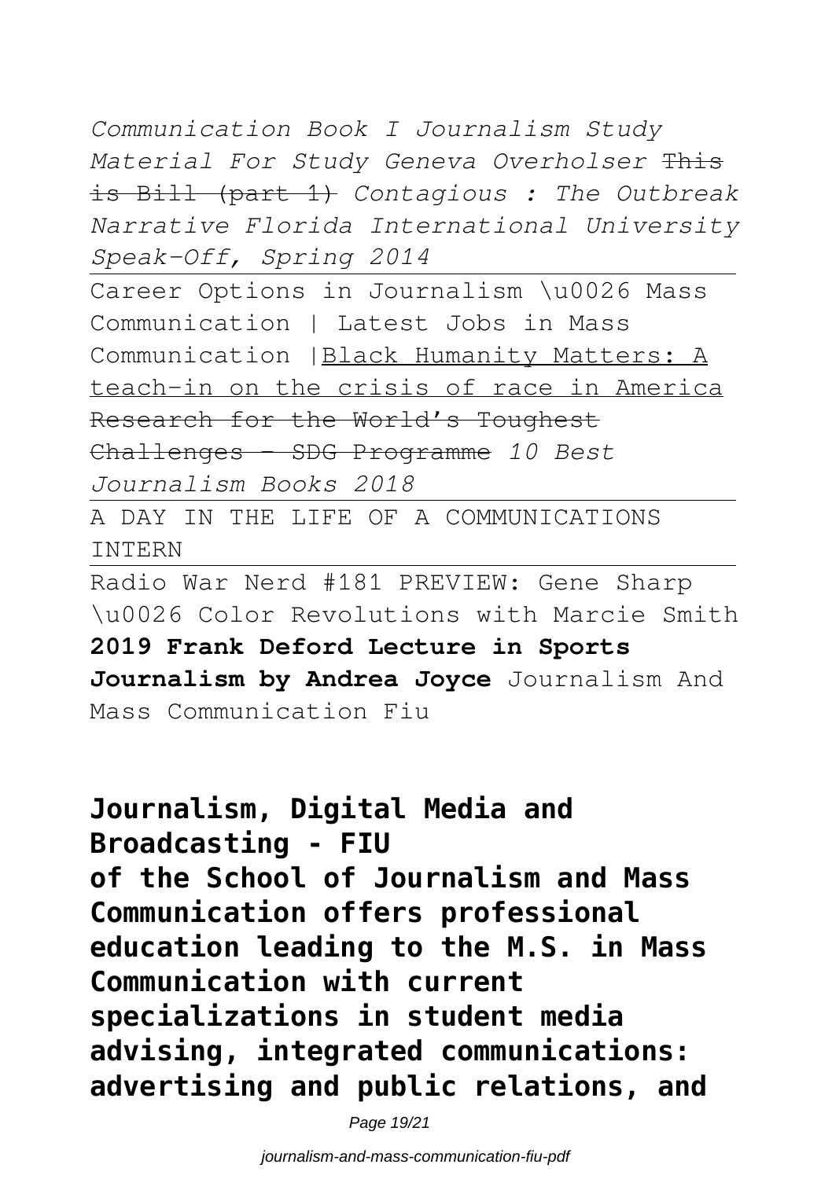*Communication Book I Journalism Study Material For Study Geneva Overholser* ~~This is Bill (part 1)~~ *Contagious : The Outbreak Narrative Florida International University Speak-Off, Spring 2014*

---

Career Options in Journalism \u0026 Mass Communication | Latest Jobs in Mass Communication |Black Humanity Matters: A teach-in on the crisis of race in America ~~Research for the World's Toughest Challenges - SDG Programme~~ *10 Best Journalism Books 2018*

---

A DAY IN THE LIFE OF A COMMUNICATIONS INTERN

---

Radio War Nerd #181 PREVIEW: Gene Sharp \u0026 Color Revolutions with Marcie Smith **2019 Frank Deford Lecture in Sports Journalism by Andrea Joyce** Journalism And Mass Communication Fiu

**Journalism, Digital Media and Broadcasting - FIU**
**of the School of Journalism and Mass Communication offers professional education leading to the M.S. in Mass Communication with current specializations in student media advising, integrated communications: advertising and public relations, and**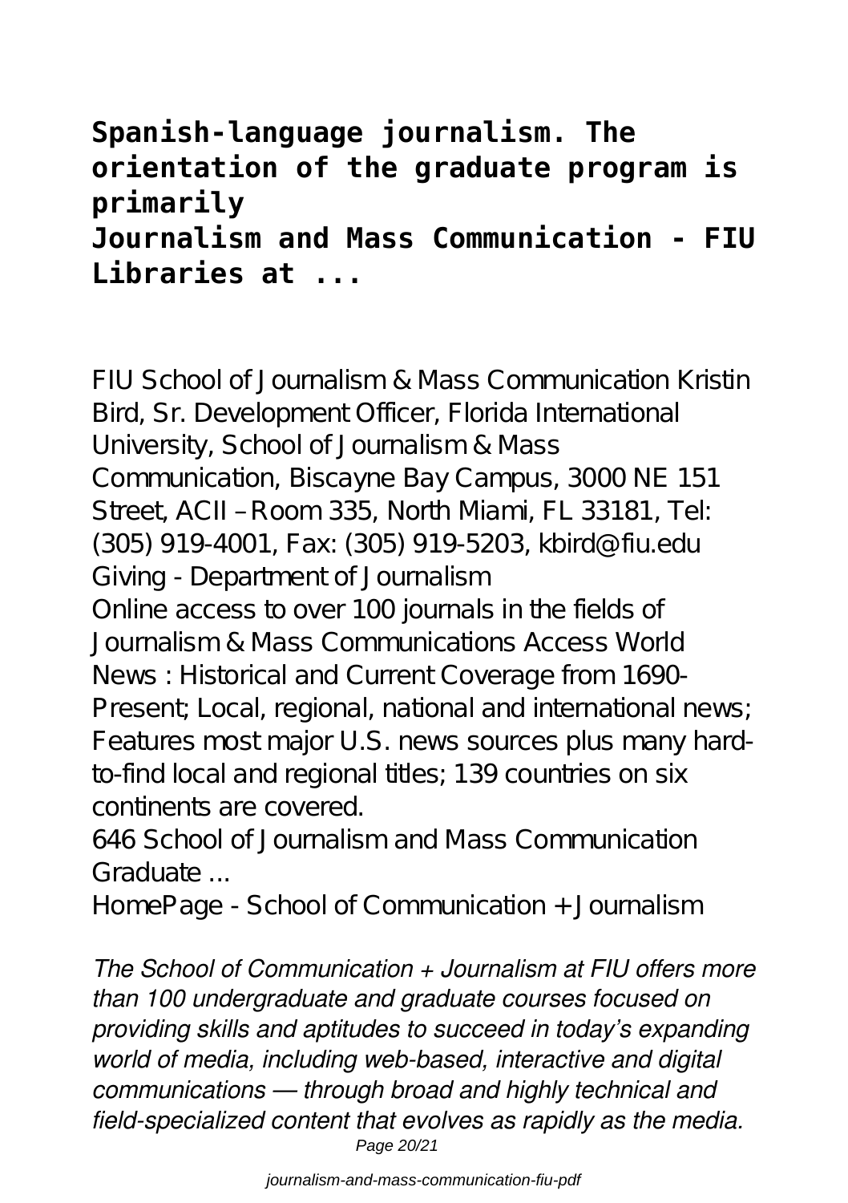**Spanish-language journalism. The orientation of the graduate program is primarily**

**Journalism and Mass Communication - FIU Libraries at ...**

FIU School of Journalism & Mass Communication Kristin Bird, Sr. Development Officer, Florida International University, School of Journalism & Mass Communication, Biscayne Bay Campus, 3000 NE 151 Street, ACII – Room 335, North Miami, FL 33181, Tel: (305) 919-4001, Fax: (305) 919-5203, kbird@fiu.edu

Giving - Department of Journalism

Online access to over 100 journals in the fields of Journalism & Mass Communications Access World News : Historical and Current Coverage from 1690-Present; Local, regional, national and international news; Features most major U.S. news sources plus many hard-to-find local and regional titles; 139 countries on six continents are covered.

646 School of Journalism and Mass Communication Graduate ...

HomePage - School of Communication + Journalism

*The School of Communication + Journalism at FIU offers more than 100 undergraduate and graduate courses focused on providing skills and aptitudes to succeed in today's expanding world of media, including web-based, interactive and digital communications — through broad and highly technical and field-specialized content that evolves as rapidly as the media.*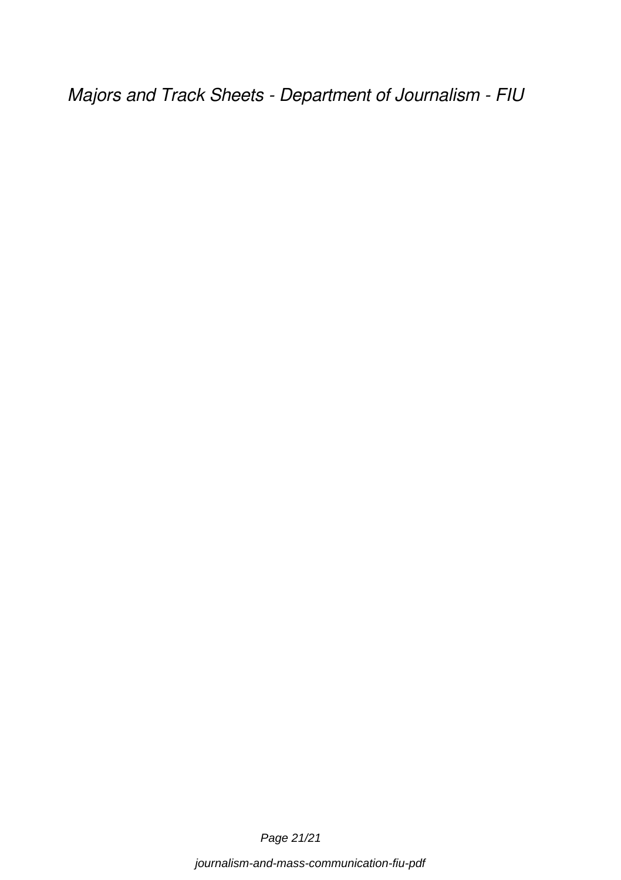*Majors and Track Sheets - Department of Journalism - FIU*